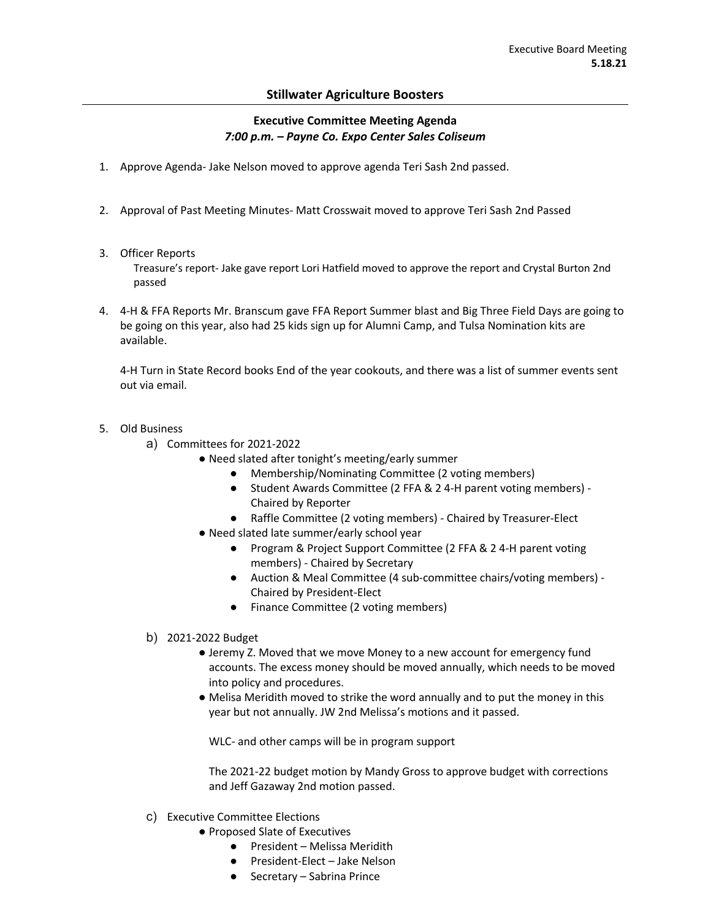Executive Board Meeting
**5.18.21**

## Stillwater Agriculture Boosters

### Executive Committee Meeting Agenda
***7:00 p.m. – Payne Co. Expo Center Sales Coliseum***

1. Approve Agenda- Jake Nelson moved to approve agenda Teri Sash 2nd passed.

2. Approval of Past Meeting Minutes- Matt Crosswait moved to approve Teri Sash 2nd Passed

3. Officer Reports
   Treasure's report- Jake gave report Lori Hatfield moved to approve the report and Crystal Burton 2nd passed

4. 4-H & FFA Reports Mr. Branscum gave FFA Report Summer blast and Big Three Field Days are going to be going on this year, also had 25 kids sign up for Alumni Camp, and Tulsa Nomination kits are available.

   4-H Turn in State Record books End of the year cookouts, and there was a list of summer events sent out via email.

5. Old Business
   a) Committees for 2021-2022
      - Need slated after tonight's meeting/early summer
        - Membership/Nominating Committee (2 voting members)
        - Student Awards Committee (2 FFA & 2 4-H parent voting members) - Chaired by Reporter
        - Raffle Committee (2 voting members) - Chaired by Treasurer-Elect
      - Need slated late summer/early school year
        - Program & Project Support Committee (2 FFA & 2 4-H parent voting members) - Chaired by Secretary
        - Auction & Meal Committee (4 sub-committee chairs/voting members) - Chaired by President-Elect
        - Finance Committee (2 voting members)

   b) 2021-2022 Budget
      - Jeremy Z. Moved that we move Money to a new account for emergency fund accounts. The excess money should be moved annually, which needs to be moved into policy and procedures.
      - Melisa Meridith moved to strike the word annually and to put the money in this year but not annually. JW 2nd Melissa's motions and it passed.

        WLC- and other camps will be in program support

        The 2021-22 budget motion by Mandy Gross to approve budget with corrections and Jeff Gazaway 2nd motion passed.

   c) Executive Committee Elections
      - Proposed Slate of Executives
        - President – Melissa Meridith
        - President-Elect – Jake Nelson
        - Secretary – Sabrina Prince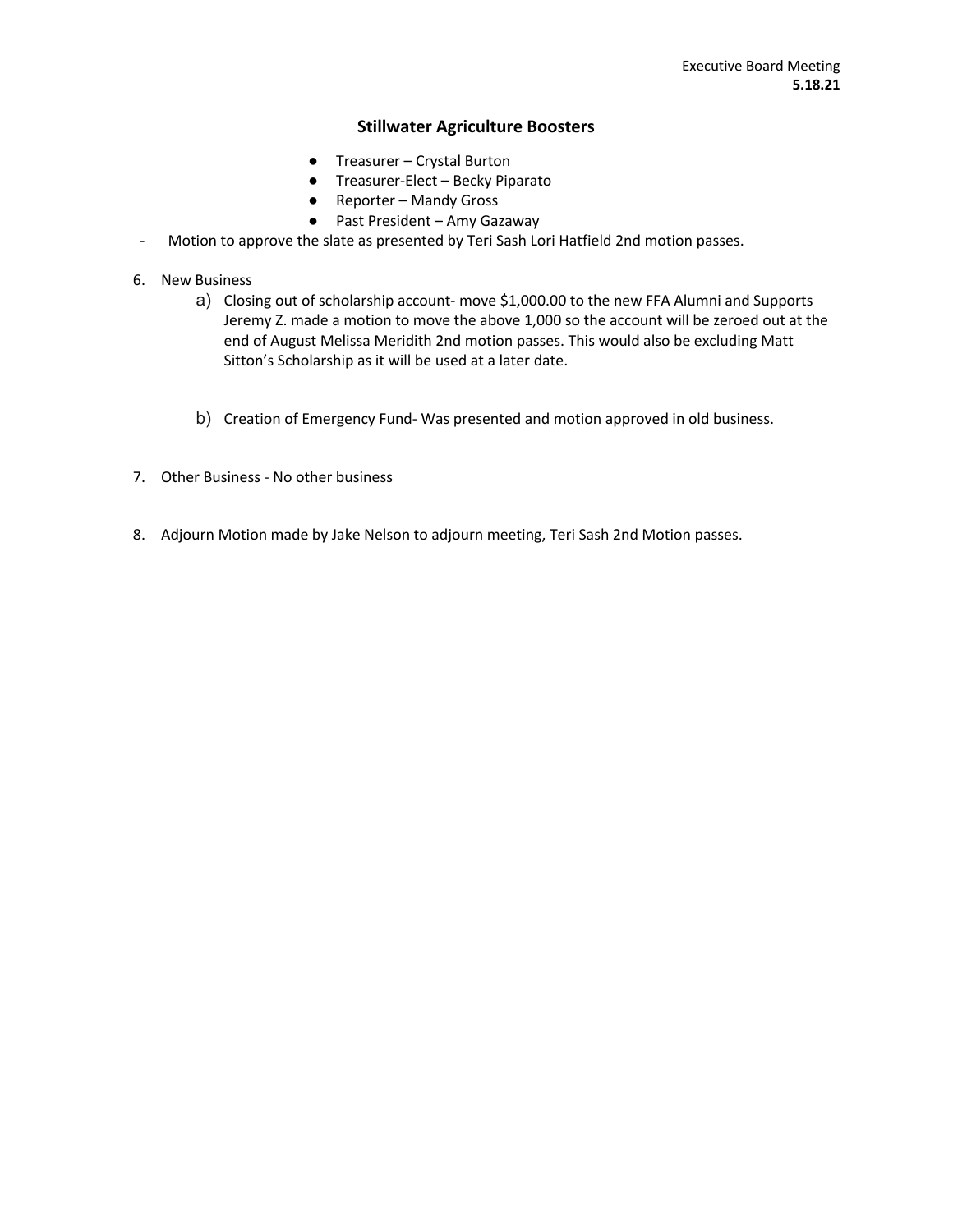## Stillwater Agriculture Boosters

- Treasurer – Crystal Burton
- Treasurer-Elect – Becky Piparato
- Reporter – Mandy Gross
- Past President – Amy Gazaway

- Motion to approve the slate as presented by Teri Sash Lori Hatfield 2nd motion passes.

6. New Business
   a) Closing out of scholarship account- move $1,000.00 to the new FFA Alumni and Supports Jeremy Z. made a motion to move the above 1,000 so the account will be zeroed out at the end of August Melissa Meridith 2nd motion passes. This would also be excluding Matt Sitton's Scholarship as it will be used at a later date.

   b) Creation of Emergency Fund- Was presented and motion approved in old business.

7. Other Business - No other business

8. Adjourn Motion made by Jake Nelson to adjourn meeting, Teri Sash 2nd Motion passes.